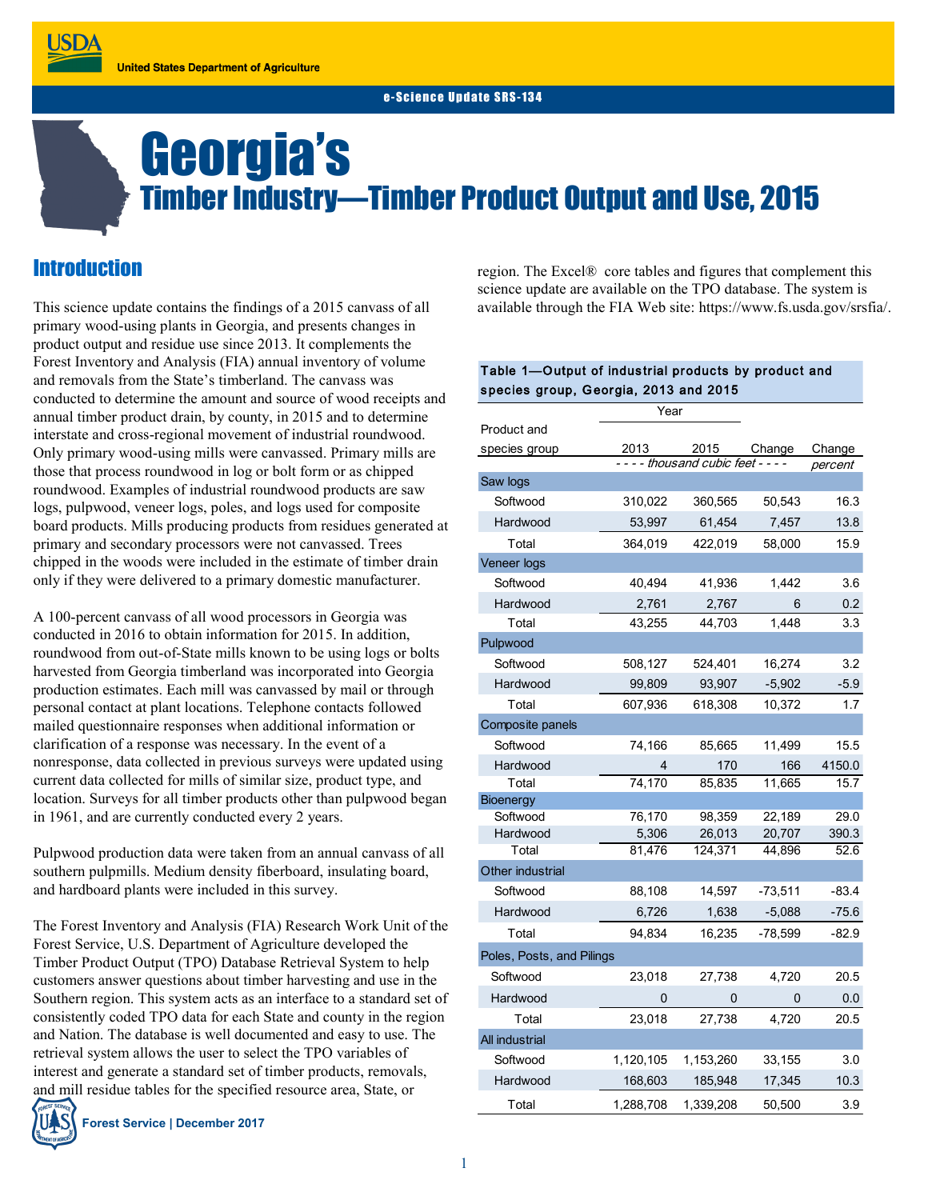United States Department of Agriculture

e-Science Update SRS-134

# Georgia's Timber Industry—Timber Product Output and Use, 2015

## Introduction

This science update contains the findings of a 2015 canvass of all primary wood-using plants in Georgia, and presents changes in product output and residue use since 2013. It complements the Forest Inventory and Analysis (FIA) annual inventory of volume and removals from the State's timberland. The canvass was conducted to determine the amount and source of wood receipts and annual timber product drain, by county, in 2015 and to determine interstate and cross-regional movement of industrial roundwood. Only primary wood-using mills were canvassed. Primary mills are those that process roundwood in log or bolt form or as chipped roundwood. Examples of industrial roundwood products are saw logs, pulpwood, veneer logs, poles, and logs used for composite board products. Mills producing products from residues generated at primary and secondary processors were not canvassed. Trees chipped in the woods were included in the estimate of timber drain only if they were delivered to a primary domestic manufacturer.

A 100-percent canvass of all wood processors in Georgia was conducted in 2016 to obtain information for 2015. In addition, roundwood from out-of-State mills known to be using logs or bolts harvested from Georgia timberland was incorporated into Georgia production estimates. Each mill was canvassed by mail or through personal contact at plant locations. Telephone contacts followed mailed questionnaire responses when additional information or clarification of a response was necessary. In the event of a nonresponse, data collected in previous surveys were updated using current data collected for mills of similar size, product type, and location. Surveys for all timber products other than pulpwood began in 1961, and are currently conducted every 2 years.

Pulpwood production data were taken from an annual canvass of all southern pulpmills. Medium density fiberboard, insulating board, and hardboard plants were included in this survey.

The Forest Inventory and Analysis (FIA) Research Work Unit of the Forest Service, U.S. Department of Agriculture developed the Timber Product Output (TPO) Database Retrieval System to help customers answer questions about timber harvesting and use in the Southern region. This system acts as an interface to a standard set of consistently coded TPO data for each State and county in the region and Nation. The database is well documented and easy to use. The retrieval system allows the user to select the TPO variables of interest and generate a standard set of timber products, removals, and mill residue tables for the specified resource area, State, or region. The Excel® core tables and figures that complement this science update are available on the TPO database. The system is available through the FIA Web site: https://www.fs.usda.gov/srsfia/.

**Table 1—Output of industrial products by product and species group, Georgia, 2013 and 2015**

| Product and species group | Year | | | |
|---|---|---|---|---|
| | 2013 | 2015 | Change | Change |
| | *- - - - thousand cubic feet - - - -* | | | *percent* |
| **Saw logs** | | | | |
| Softwood | 310,022 | 360,565 | 50,543 | 16.3 |
| Hardwood | 53,997 | 61,454 | 7,457 | 13.8 |
| Total | 364,019 | 422,019 | 58,000 | 15.9 |
| **Veneer logs** | | | | |
| Softwood | 40,494 | 41,936 | 1,442 | 3.6 |
| Hardwood | 2,761 | 2,767 | 6 | 0.2 |
| Total | 43,255 | 44,703 | 1,448 | 3.3 |
| **Pulpwood** | | | | |
| Softwood | 508,127 | 524,401 | 16,274 | 3.2 |
| Hardwood | 99,809 | 93,907 | -5,902 | -5.9 |
| Total | 607,936 | 618,308 | 10,372 | 1.7 |
| **Composite panels** | | | | |
| Softwood | 74,166 | 85,665 | 11,499 | 15.5 |
| Hardwood | 4 | 170 | 166 | 4150.0 |
| Total | 74,170 | 85,835 | 11,665 | 15.7 |
| **Bioenergy** | | | | |
| Softwood | 76,170 | 98,359 | 22,189 | 29.0 |
| Hardwood | 5,306 | 26,013 | 20,707 | 390.3 |
| Total | 81,476 | 124,371 | 44,896 | 52.6 |
| **Other industrial** | | | | |
| Softwood | 88,108 | 14,597 | -73,511 | -83.4 |
| Hardwood | 6,726 | 1,638 | -5,088 | -75.6 |
| Total | 94,834 | 16,235 | -78,599 | -82.9 |
| **Poles, Posts, and Pilings** | | | | |
| Softwood | 23,018 | 27,738 | 4,720 | 20.5 |
| Hardwood | 0 | 0 | 0 | 0.0 |
| Total | 23,018 | 27,738 | 4,720 | 20.5 |
| **All industrial** | | | | |
| Softwood | 1,120,105 | 1,153,260 | 33,155 | 3.0 |
| Hardwood | 168,603 | 185,948 | 17,345 | 10.3 |
| Total | 1,288,708 | 1,339,208 | 50,500 | 3.9 |

Forest Service | December 2017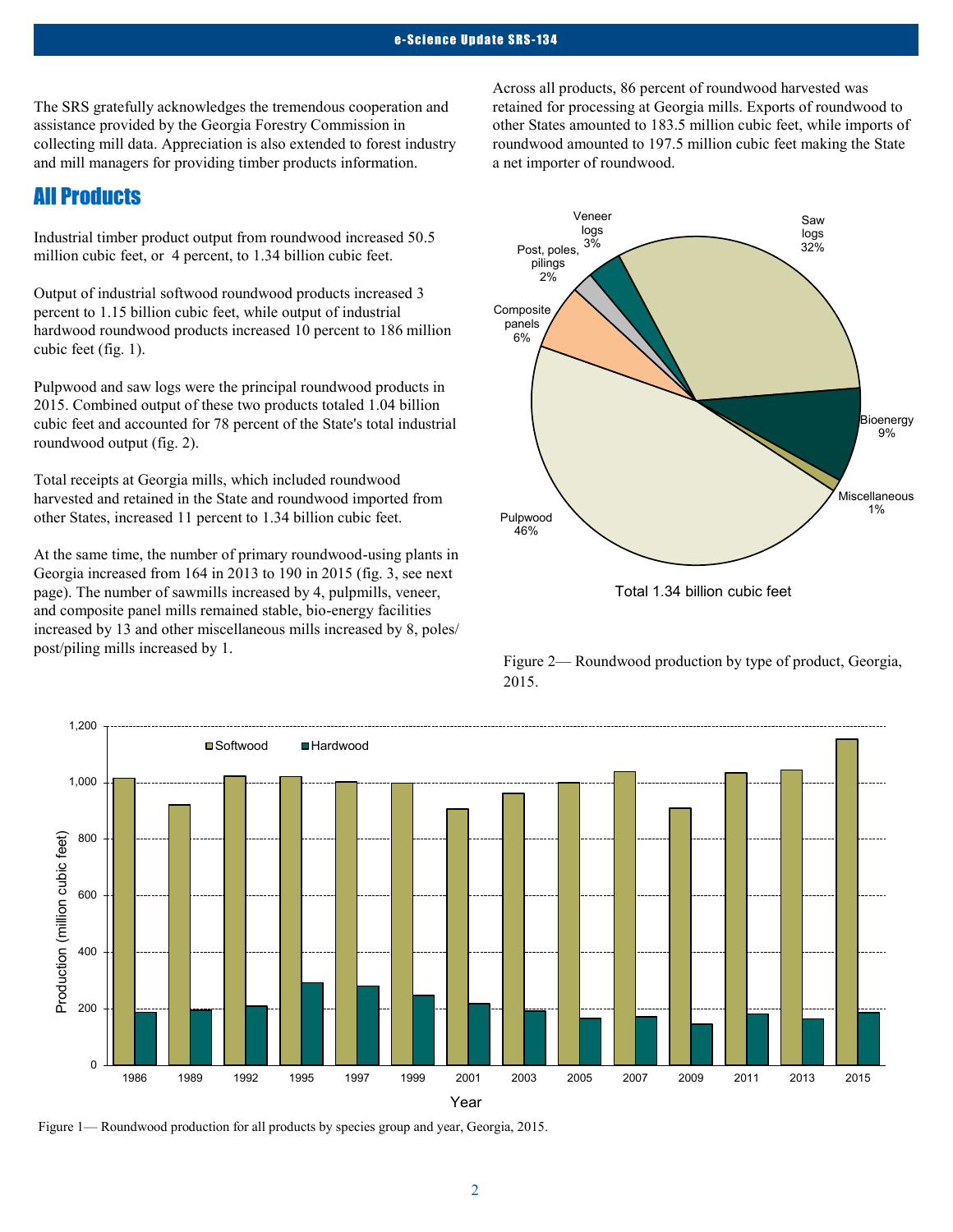The SRS gratefully acknowledges the tremendous cooperation and assistance provided by the Georgia Forestry Commission in collecting mill data. Appreciation is also extended to forest industry and mill managers for providing timber products information.

## All Products

Industrial timber product output from roundwood increased 50.5 million cubic feet, or 4 percent, to 1.34 billion cubic feet.

Output of industrial softwood roundwood products increased 3 percent to 1.15 billion cubic feet, while output of industrial hardwood roundwood products increased 10 percent to 186 million cubic feet (fig. 1).

Pulpwood and saw logs were the principal roundwood products in 2015. Combined output of these two products totaled 1.04 billion cubic feet and accounted for 78 percent of the State's total industrial roundwood output (fig. 2).

Total receipts at Georgia mills, which included roundwood harvested and retained in the State and roundwood imported from other States, increased 11 percent to 1.34 billion cubic feet.

At the same time, the number of primary roundwood-using plants in Georgia increased from 164 in 2013 to 190 in 2015 (fig. 3, see next page). The number of sawmills increased by 4, pulpmills, veneer, and composite panel mills remained stable, bio-energy facilities increased by 13 and other miscellaneous mills increased by 8, poles/post/piling mills increased by 1.

Across all products, 86 percent of roundwood harvested was retained for processing at Georgia mills. Exports of roundwood to other States amounted to 183.5 million cubic feet, while imports of roundwood amounted to 197.5 million cubic feet making the State a net importer of roundwood.

Figure 2— Roundwood production by type of product, Georgia, 2015.

Figure 1— Roundwood production for all products by species group and year, Georgia, 2015.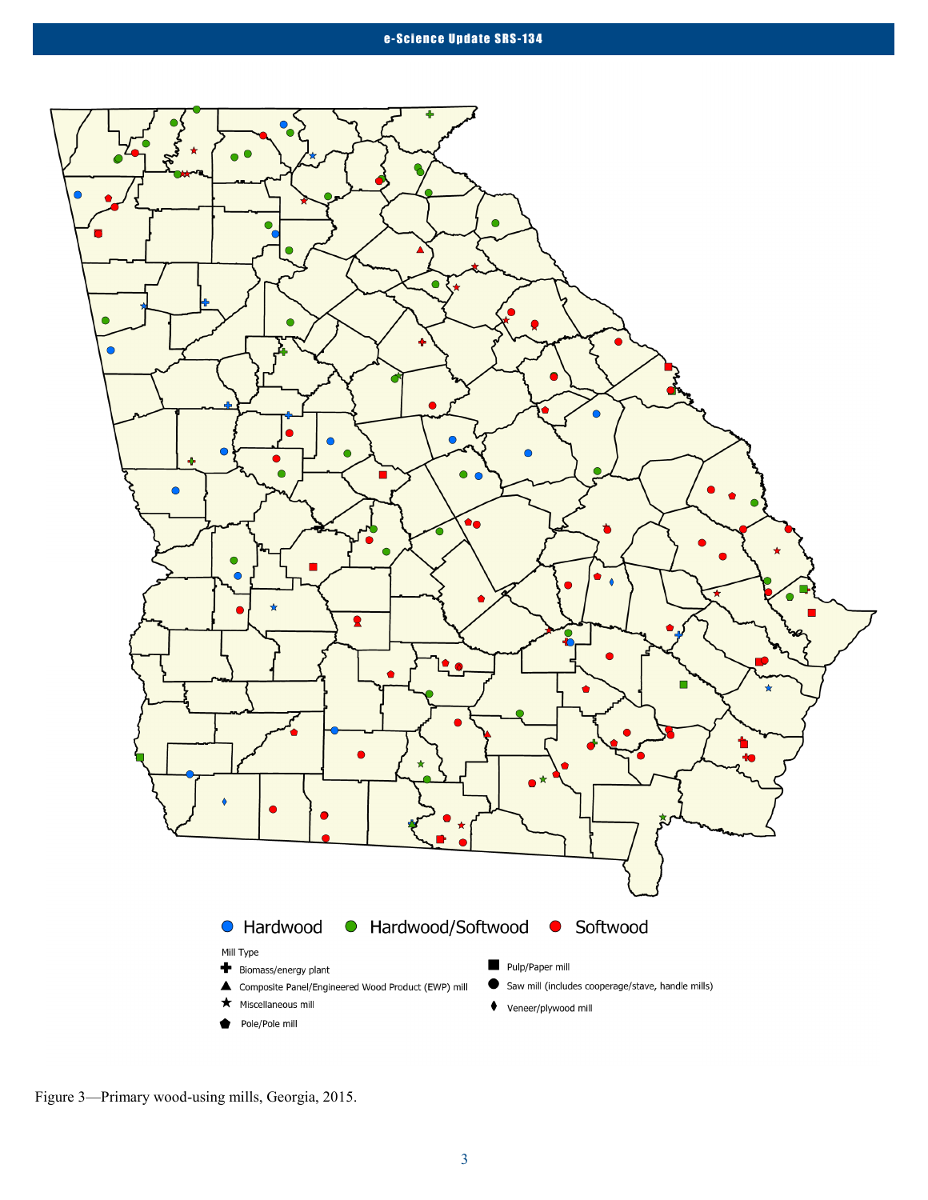Figure 3—Primary wood-using mills, Georgia, 2015.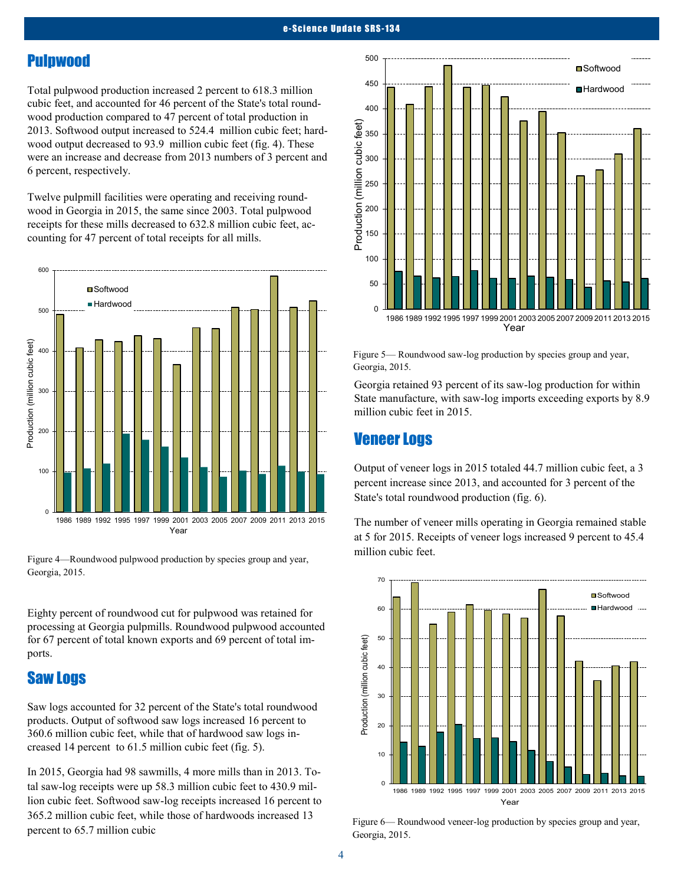## Pulpwood

Total pulpwood production increased 2 percent to 618.3 million cubic feet, and accounted for 46 percent of the State's total roundwood production compared to 47 percent of total production in 2013. Softwood output increased to 524.4 million cubic feet; hardwood output decreased to 93.9 million cubic feet (fig. 4). These were an increase and decrease from 2013 numbers of 3 percent and 6 percent, respectively.

Twelve pulpmill facilities were operating and receiving roundwood in Georgia in 2015, the same since 2003. Total pulpwood receipts for these mills decreased to 632.8 million cubic feet, accounting for 47 percent of total receipts for all mills.

Figure 4—Roundwood pulpwood production by species group and year, Georgia, 2015.

Eighty percent of roundwood cut for pulpwood was retained for processing at Georgia pulpmills. Roundwood pulpwood accounted for 67 percent of total known exports and 69 percent of total imports.

## Saw Logs

Saw logs accounted for 32 percent of the State's total roundwood products. Output of softwood saw logs increased 16 percent to 360.6 million cubic feet, while that of hardwood saw logs increased 14 percent to 61.5 million cubic feet (fig. 5).

In 2015, Georgia had 98 sawmills, 4 more mills than in 2013. Total saw-log receipts were up 58.3 million cubic feet to 430.9 million cubic feet. Softwood saw-log receipts increased 16 percent to 365.2 million cubic feet, while those of hardwoods increased 13 percent to 65.7 million cubic

Figure 5— Roundwood saw-log production by species group and year, Georgia, 2015.

Georgia retained 93 percent of its saw-log production for within State manufacture, with saw-log imports exceeding exports by 8.9 million cubic feet in 2015.

## Veneer Logs

Output of veneer logs in 2015 totaled 44.7 million cubic feet, a 3 percent increase since 2013, and accounted for 3 percent of the State's total roundwood production (fig. 6).

The number of veneer mills operating in Georgia remained stable at 5 for 2015. Receipts of veneer logs increased 9 percent to 45.4 million cubic feet.

Figure 6— Roundwood veneer-log production by species group and year, Georgia, 2015.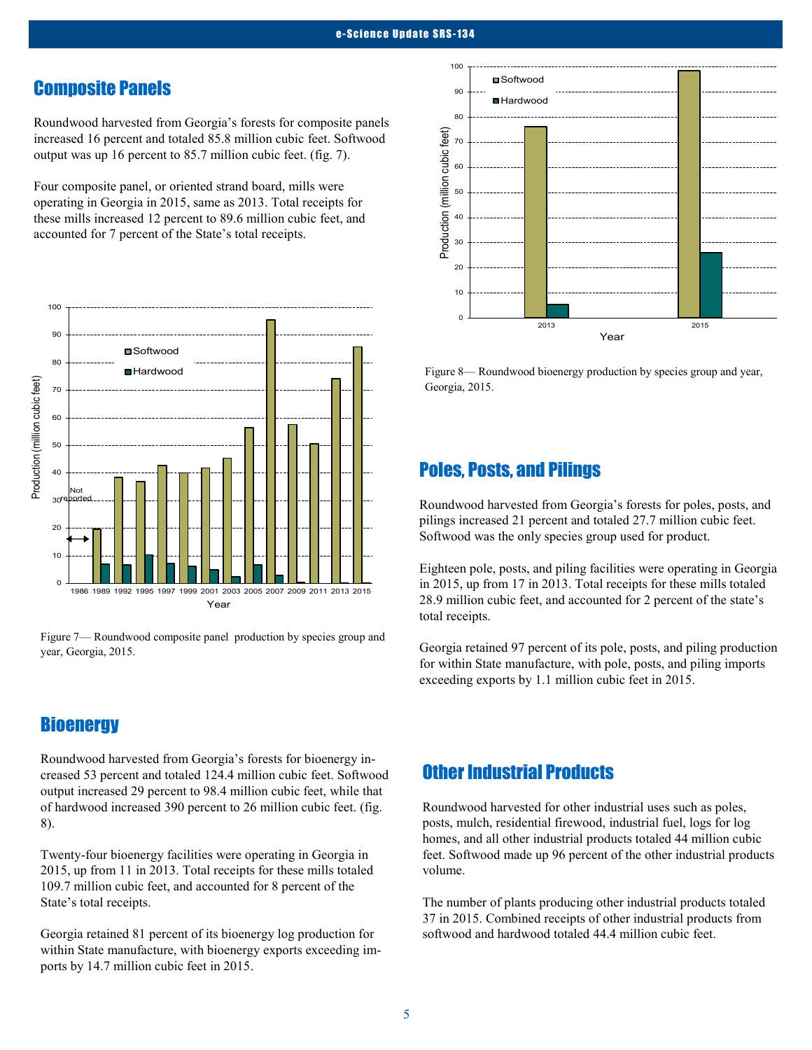## Composite Panels

Roundwood harvested from Georgia's forests for composite panels increased 16 percent and totaled 85.8 million cubic feet. Softwood output was up 16 percent to 85.7 million cubic feet. (fig. 7).

Four composite panel, or oriented strand board, mills were operating in Georgia in 2015, same as 2013. Total receipts for these mills increased 12 percent to 89.6 million cubic feet, and accounted for 7 percent of the State's total receipts.

Figure 7— Roundwood composite panel production by species group and year, Georgia, 2015.

## Bioenergy

Roundwood harvested from Georgia's forests for bioenergy increased 53 percent and totaled 124.4 million cubic feet. Softwood output increased 29 percent to 98.4 million cubic feet, while that of hardwood increased 390 percent to 26 million cubic feet. (fig. 8).

Twenty-four bioenergy facilities were operating in Georgia in 2015, up from 11 in 2013. Total receipts for these mills totaled 109.7 million cubic feet, and accounted for 8 percent of the State's total receipts.

Georgia retained 81 percent of its bioenergy log production for within State manufacture, with bioenergy exports exceeding imports by 14.7 million cubic feet in 2015.

Figure 8— Roundwood bioenergy production by species group and year, Georgia, 2015.

## Poles, Posts, and Pilings

Roundwood harvested from Georgia's forests for poles, posts, and pilings increased 21 percent and totaled 27.7 million cubic feet. Softwood was the only species group used for product.

Eighteen pole, posts, and piling facilities were operating in Georgia in 2015, up from 17 in 2013. Total receipts for these mills totaled 28.9 million cubic feet, and accounted for 2 percent of the state's total receipts.

Georgia retained 97 percent of its pole, posts, and piling production for within State manufacture, with pole, posts, and piling imports exceeding exports by 1.1 million cubic feet in 2015.

## Other Industrial Products

Roundwood harvested for other industrial uses such as poles, posts, mulch, residential firewood, industrial fuel, logs for log homes, and all other industrial products totaled 44 million cubic feet. Softwood made up 96 percent of the other industrial products volume.

The number of plants producing other industrial products totaled 37 in 2015. Combined receipts of other industrial products from softwood and hardwood totaled 44.4 million cubic feet.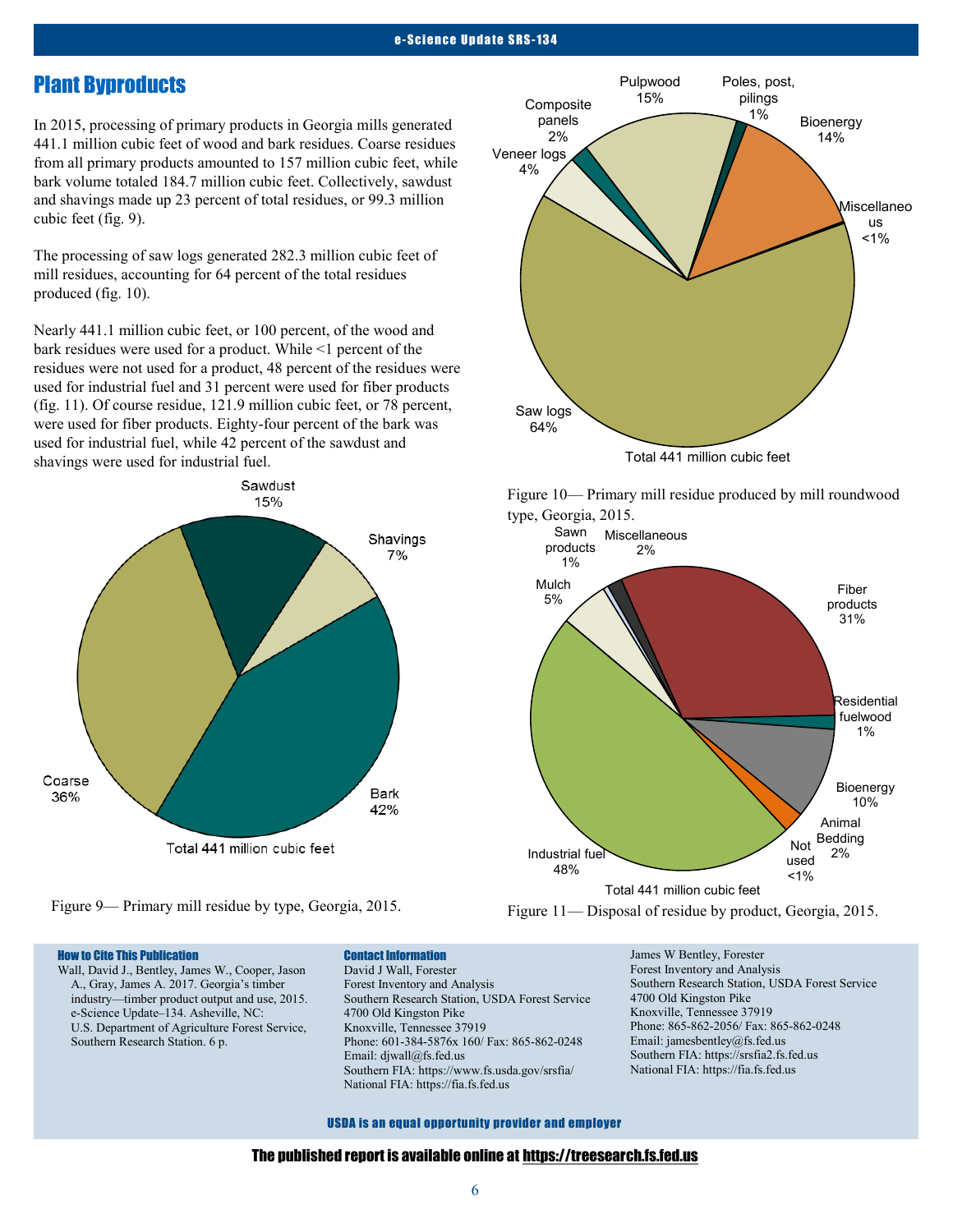## Plant Byproducts

In 2015, processing of primary products in Georgia mills generated 441.1 million cubic feet of wood and bark residues. Coarse residues from all primary products amounted to 157 million cubic feet, while bark volume totaled 184.7 million cubic feet. Collectively, sawdust and shavings made up 23 percent of total residues, or 99.3 million cubic feet (fig. 9).

The processing of saw logs generated 282.3 million cubic feet of mill residues, accounting for 64 percent of the total residues produced (fig. 10).

Nearly 441.1 million cubic feet, or 100 percent, of the wood and bark residues were used for a product. While <1 percent of the residues were not used for a product, 48 percent of the residues were used for industrial fuel and 31 percent were used for fiber products (fig. 11). Of course residue, 121.9 million cubic feet, or 78 percent, were used for fiber products. Eighty-four percent of the bark was used for industrial fuel, while 42 percent of the sawdust and shavings were used for industrial fuel.

Sawdust 15%
Shavings 7%
Bark 42%
Coarse 36%
Total 441 million cubic feet

Figure 9— Primary mill residue by type, Georgia, 2015.

Pulpwood 15%
Poles, post, pilings 1%
Composite panels 2%
Veneer logs 4%
Bioenergy 14%
Miscellaneous <1%
Saw logs 64%
Total 441 million cubic feet

Figure 10— Primary mill residue produced by mill roundwood type, Georgia, 2015.

Sawn products 1%
Miscellaneous 2%
Mulch 5%
Fiber products 31%
Residential fuelwood 1%
Bioenergy 10%
Animal Bedding 2%
Not used <1%
Industrial fuel 48%
Total 441 million cubic feet

Figure 11— Disposal of residue by product, Georgia, 2015.

**How to Cite This Publication**

Wall, David J., Bentley, James W., Cooper, Jason A., Gray, James A. 2017. Georgia's timber industry—timber product output and use, 2015. e-Science Update–134. Asheville, NC: U.S. Department of Agriculture Forest Service, Southern Research Station. 6 p.

**Contact Information**

David J Wall, Forester
Forest Inventory and Analysis
Southern Research Station, USDA Forest Service
4700 Old Kingston Pike
Knoxville, Tennessee 37919
Phone: 601-384-5876x 160/ Fax: 865-862-0248
Email: djwall@fs.fed.us
Southern FIA: https://www.fs.usda.gov/srsfia/
National FIA: https://fia.fs.fed.us

James W Bentley, Forester
Forest Inventory and Analysis
Southern Research Station, USDA Forest Service
4700 Old Kingston Pike
Knoxville, Tennessee 37919
Phone: 865-862-2056/ Fax: 865-862-0248
Email: jamesbentley@fs.fed.us
Southern FIA: https://srsfia2.fs.fed.us
National FIA: https://fia.fs.fed.us

**USDA is an equal opportunity provider and employer**

**The published report is available online at https://treesearch.fs.fed.us**